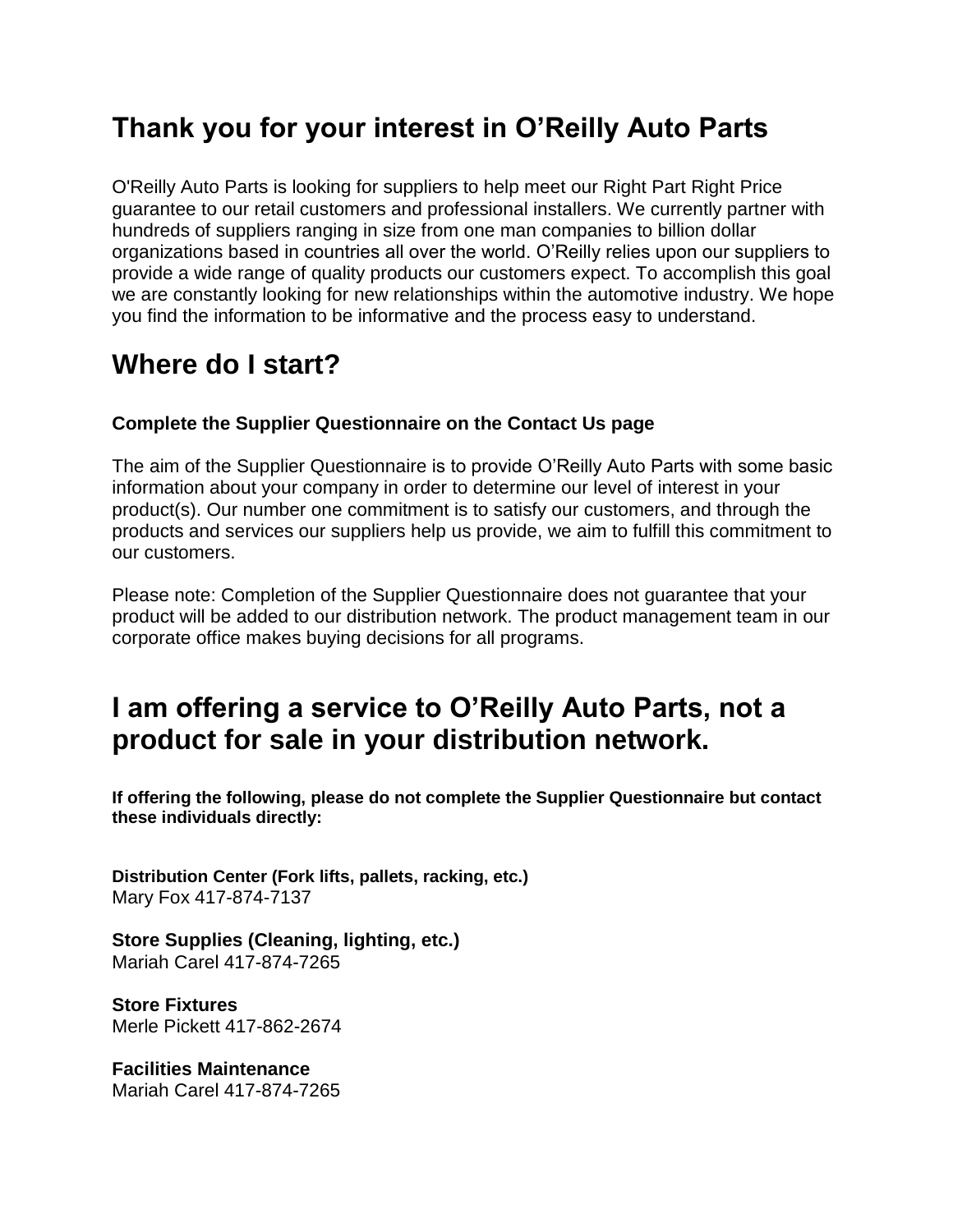## Thank you for your interest in O'Reilly Auto Parts

O'Reilly Auto Parts is looking for suppliers to help meet our Right Part Right Price guarantee to our retail customers and professional installers. We currently partner with hundreds of suppliers ranging in size from one man companies to billion dollar organizations based in countries all over the world. O'Reilly relies upon our suppliers to provide a wide range of quality products our customers expect. To accomplish this goal we are constantly looking for new relationships within the automotive industry. We hope you find the information to be informative and the process easy to understand.

## Where do I start?

**Complete the Supplier Questionnaire on the Contact Us page**

The aim of the Supplier Questionnaire is to provide O'Reilly Auto Parts with some basic information about your company in order to determine our level of interest in your product(s). Our number one commitment is to satisfy our customers, and through the products and services our suppliers help us provide, we aim to fulfill this commitment to our customers.

Please note: Completion of the Supplier Questionnaire does not guarantee that your product will be added to our distribution network. The product management team in our corporate office makes buying decisions for all programs.

## I am offering a service to O'Reilly Auto Parts, not a product for sale in your distribution network.

**If offering the following, please do not complete the Supplier Questionnaire but contact these individuals directly:**

**Distribution Center (Fork lifts, pallets, racking, etc.)**
Mary Fox 417-874-7137

**Store Supplies (Cleaning, lighting, etc.)**
Mariah Carel 417-874-7265

**Store Fixtures**
Merle Pickett 417-862-2674

**Facilities Maintenance**
Mariah Carel 417-874-7265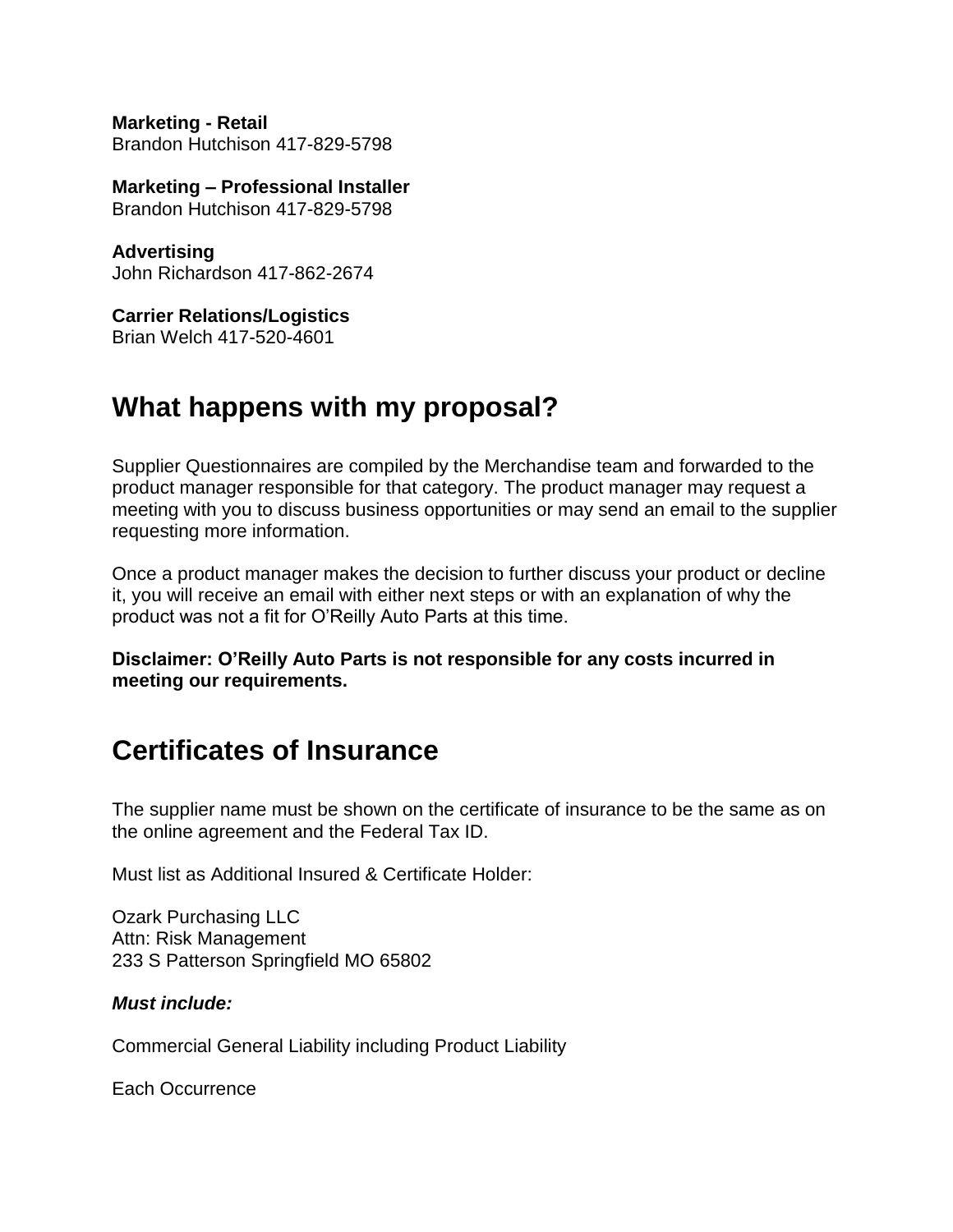**Marketing - Retail**
Brandon Hutchison 417-829-5798

**Marketing – Professional Installer**
Brandon Hutchison 417-829-5798

**Advertising**
John Richardson 417-862-2674

**Carrier Relations/Logistics**
Brian Welch 417-520-4601

## What happens with my proposal?

Supplier Questionnaires are compiled by the Merchandise team and forwarded to the product manager responsible for that category. The product manager may request a meeting with you to discuss business opportunities or may send an email to the supplier requesting more information.

Once a product manager makes the decision to further discuss your product or decline it, you will receive an email with either next steps or with an explanation of why the product was not a fit for O'Reilly Auto Parts at this time.

**Disclaimer: O'Reilly Auto Parts is not responsible for any costs incurred in meeting our requirements.**

## Certificates of Insurance

The supplier name must be shown on the certificate of insurance to be the same as on the online agreement and the Federal Tax ID.

Must list as Additional Insured & Certificate Holder:

Ozark Purchasing LLC
Attn: Risk Management
233 S Patterson Springfield MO 65802

***Must include:***

Commercial General Liability including Product Liability

Each Occurrence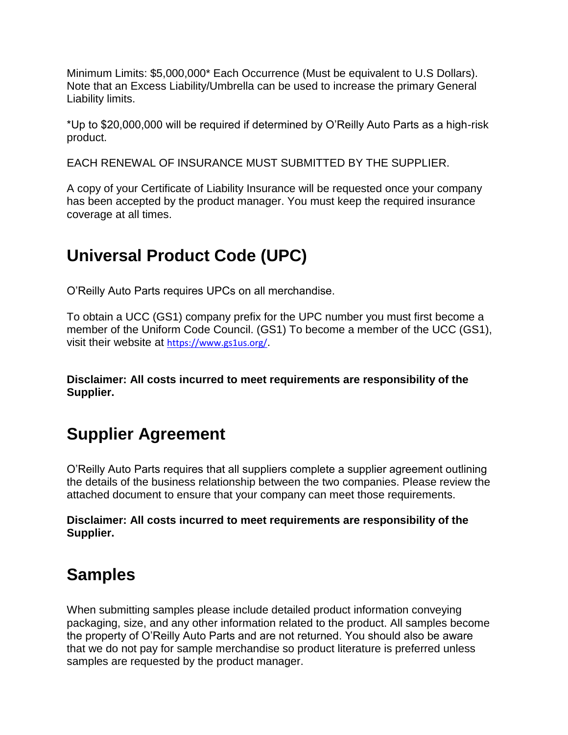Minimum Limits: $5,000,000* Each Occurrence (Must be equivalent to U.S Dollars). Note that an Excess Liability/Umbrella can be used to increase the primary General Liability limits.

*Up to $20,000,000 will be required if determined by O'Reilly Auto Parts as a high-risk product.

EACH RENEWAL OF INSURANCE MUST SUBMITTED BY THE SUPPLIER.

A copy of your Certificate of Liability Insurance will be requested once your company has been accepted by the product manager. You must keep the required insurance coverage at all times.

## Universal Product Code (UPC)

O'Reilly Auto Parts requires UPCs on all merchandise.

To obtain a UCC (GS1) company prefix for the UPC number you must first become a member of the Uniform Code Council. (GS1) To become a member of the UCC (GS1), visit their website at https://www.gs1us.org/.

**Disclaimer: All costs incurred to meet requirements are responsibility of the Supplier.**

## Supplier Agreement

O'Reilly Auto Parts requires that all suppliers complete a supplier agreement outlining the details of the business relationship between the two companies. Please review the attached document to ensure that your company can meet those requirements.

**Disclaimer: All costs incurred to meet requirements are responsibility of the Supplier.**

## Samples

When submitting samples please include detailed product information conveying packaging, size, and any other information related to the product. All samples become the property of O'Reilly Auto Parts and are not returned. You should also be aware that we do not pay for sample merchandise so product literature is preferred unless samples are requested by the product manager.